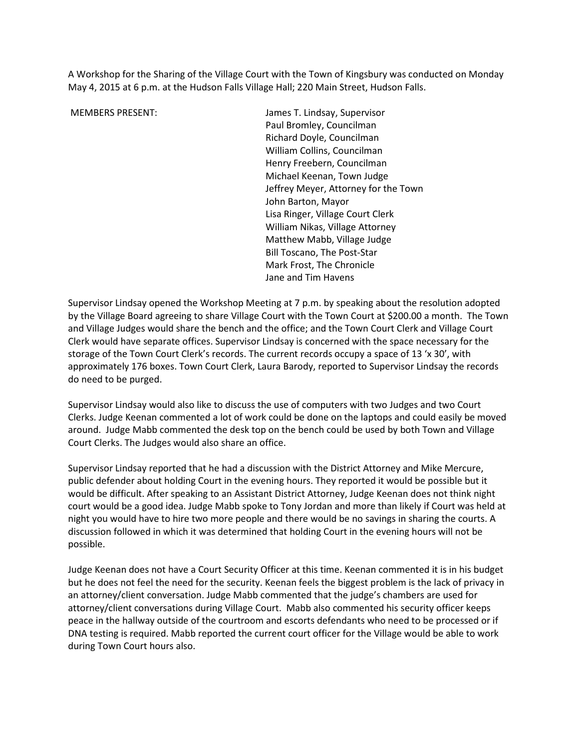A Workshop for the Sharing of the Village Court with the Town of Kingsbury was conducted on Monday May 4, 2015 at 6 p.m. at the Hudson Falls Village Hall; 220 Main Street, Hudson Falls.

MEMBERS PRESENT:

James T. Lindsay, Supervisor
Paul Bromley, Councilman
Richard Doyle, Councilman
William Collins, Councilman
Henry Freebern, Councilman
Michael Keenan, Town Judge
Jeffrey Meyer, Attorney for the Town
John Barton, Mayor
Lisa Ringer, Village Court Clerk
William Nikas, Village Attorney
Matthew Mabb, Village Judge
Bill Toscano, The Post-Star
Mark Frost, The Chronicle
Jane and Tim Havens

Supervisor Lindsay opened the Workshop Meeting at 7 p.m. by speaking about the resolution adopted by the Village Board agreeing to share Village Court with the Town Court at $200.00 a month. The Town and Village Judges would share the bench and the office; and the Town Court Clerk and Village Court Clerk would have separate offices. Supervisor Lindsay is concerned with the space necessary for the storage of the Town Court Clerk's records. The current records occupy a space of 13 'x 30', with approximately 176 boxes. Town Court Clerk, Laura Barody, reported to Supervisor Lindsay the records do need to be purged.

Supervisor Lindsay would also like to discuss the use of computers with two Judges and two Court Clerks. Judge Keenan commented a lot of work could be done on the laptops and could easily be moved around. Judge Mabb commented the desk top on the bench could be used by both Town and Village Court Clerks. The Judges would also share an office.

Supervisor Lindsay reported that he had a discussion with the District Attorney and Mike Mercure, public defender about holding Court in the evening hours. They reported it would be possible but it would be difficult. After speaking to an Assistant District Attorney, Judge Keenan does not think night court would be a good idea. Judge Mabb spoke to Tony Jordan and more than likely if Court was held at night you would have to hire two more people and there would be no savings in sharing the courts. A discussion followed in which it was determined that holding Court in the evening hours will not be possible.

Judge Keenan does not have a Court Security Officer at this time. Keenan commented it is in his budget but he does not feel the need for the security. Keenan feels the biggest problem is the lack of privacy in an attorney/client conversation. Judge Mabb commented that the judge's chambers are used for attorney/client conversations during Village Court. Mabb also commented his security officer keeps peace in the hallway outside of the courtroom and escorts defendants who need to be processed or if DNA testing is required. Mabb reported the current court officer for the Village would be able to work during Town Court hours also.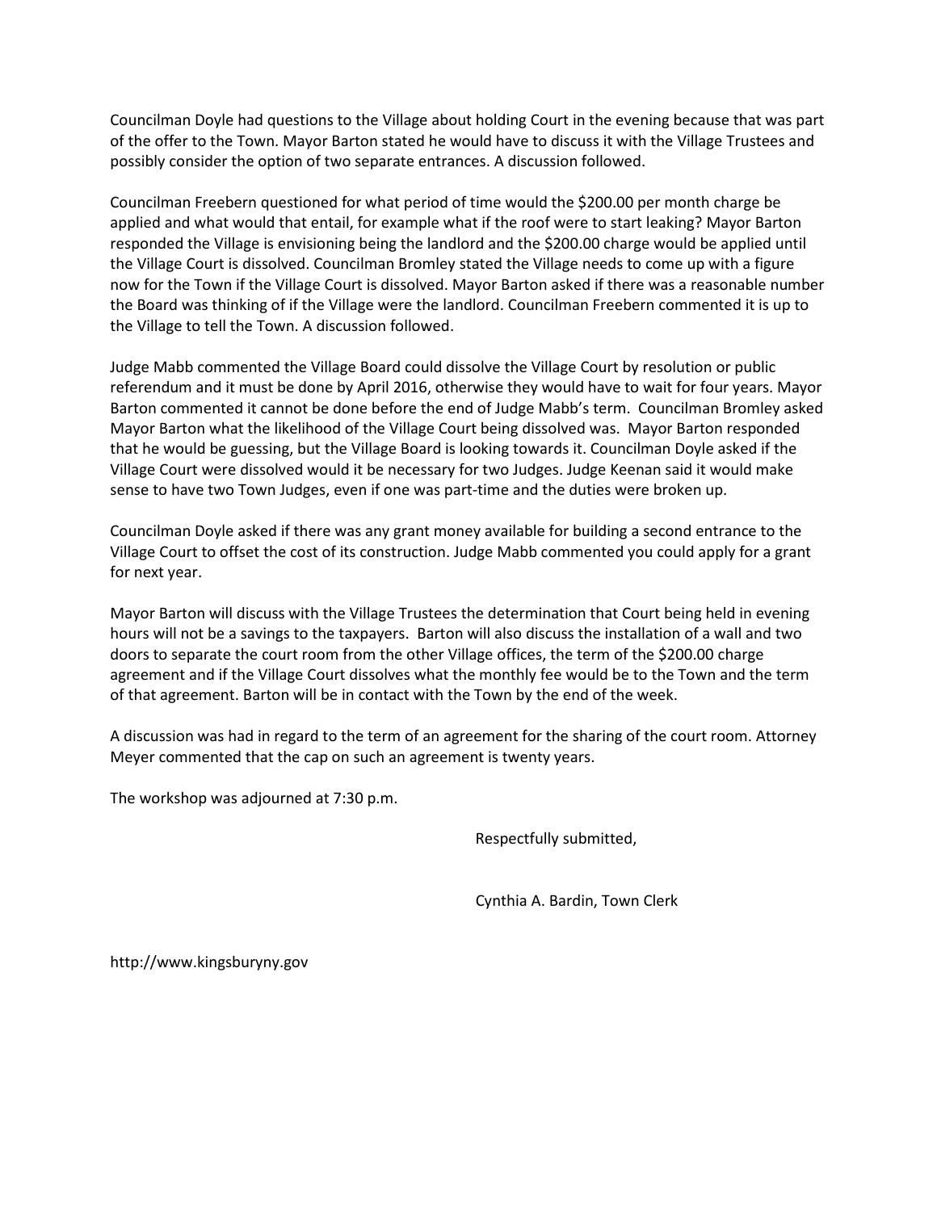Councilman Doyle had questions to the Village about holding Court in the evening because that was part of the offer to the Town. Mayor Barton stated he would have to discuss it with the Village Trustees and possibly consider the option of two separate entrances. A discussion followed.

Councilman Freebern questioned for what period of time would the $200.00 per month charge be applied and what would that entail, for example what if the roof were to start leaking? Mayor Barton responded the Village is envisioning being the landlord and the $200.00 charge would be applied until the Village Court is dissolved. Councilman Bromley stated the Village needs to come up with a figure now for the Town if the Village Court is dissolved. Mayor Barton asked if there was a reasonable number the Board was thinking of if the Village were the landlord. Councilman Freebern commented it is up to the Village to tell the Town. A discussion followed.

Judge Mabb commented the Village Board could dissolve the Village Court by resolution or public referendum and it must be done by April 2016, otherwise they would have to wait for four years. Mayor Barton commented it cannot be done before the end of Judge Mabb's term. Councilman Bromley asked Mayor Barton what the likelihood of the Village Court being dissolved was. Mayor Barton responded that he would be guessing, but the Village Board is looking towards it. Councilman Doyle asked if the Village Court were dissolved would it be necessary for two Judges. Judge Keenan said it would make sense to have two Town Judges, even if one was part-time and the duties were broken up.

Councilman Doyle asked if there was any grant money available for building a second entrance to the Village Court to offset the cost of its construction. Judge Mabb commented you could apply for a grant for next year.

Mayor Barton will discuss with the Village Trustees the determination that Court being held in evening hours will not be a savings to the taxpayers. Barton will also discuss the installation of a wall and two doors to separate the court room from the other Village offices, the term of the $200.00 charge agreement and if the Village Court dissolves what the monthly fee would be to the Town and the term of that agreement. Barton will be in contact with the Town by the end of the week.

A discussion was had in regard to the term of an agreement for the sharing of the court room. Attorney Meyer commented that the cap on such an agreement is twenty years.

The workshop was adjourned at 7:30 p.m.

Respectfully submitted,

Cynthia A. Bardin, Town Clerk

http://www.kingsburyny.gov